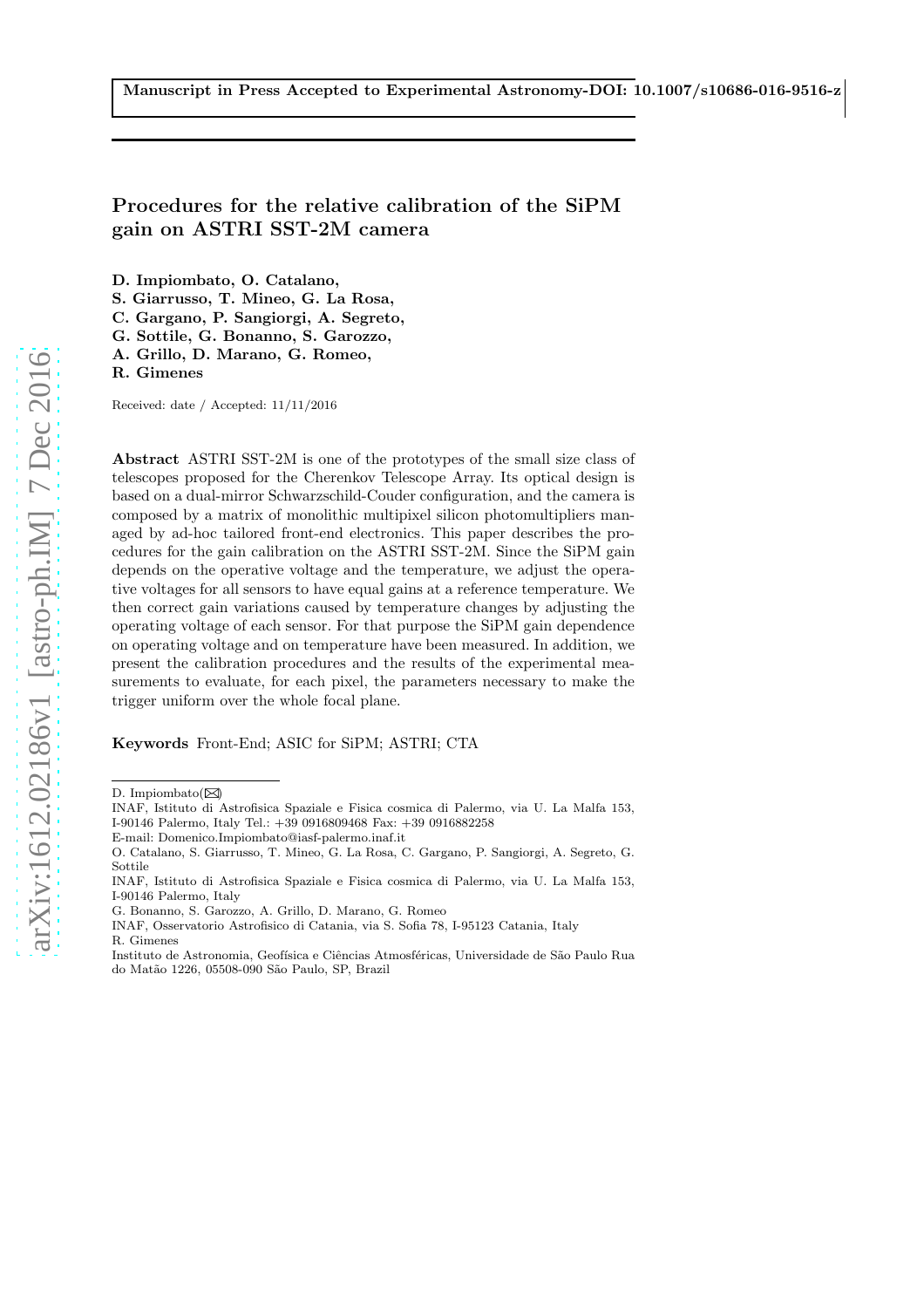Manuscript in Press Accepted to Experimental Astronomy-DOI: 10.1007/s10686-016-9516-z

# Procedures for the relative calibration of the SiPM gain on ASTRI SST-2M camera

**D. Impiombato, O. Catalano, S. Giarrusso, T. Mineo, G. La Rosa, C. Gargano, P. Sangiorgi, A. Segreto, G. Sottile, G. Bonanno, S. Garozzo, A. Grillo, D. Marano, G. Romeo, R. Gimenes**

Received: date / Accepted: 11/11/2016

**Abstract** ASTRI SST-2M is one of the prototypes of the small size class of telescopes proposed for the Cherenkov Telescope Array. Its optical design is based on a dual-mirror Schwarzschild-Couder configuration, and the camera is composed by a matrix of monolithic multipixel silicon photomultipliers managed by ad-hoc tailored front-end electronics. This paper describes the procedures for the gain calibration on the ASTRI SST-2M. Since the SiPM gain depends on the operative voltage and the temperature, we adjust the operative voltages for all sensors to have equal gains at a reference temperature. We then correct gain variations caused by temperature changes by adjusting the operating voltage of each sensor. For that purpose the SiPM gain dependence on operating voltage and on temperature have been measured. In addition, we present the calibration procedures and the results of the experimental measurements to evaluate, for each pixel, the parameters necessary to make the trigger uniform over the whole focal plane.

**Keywords** Front-End; ASIC for SiPM; ASTRI; CTA

---

D. Impiombato(✉)
INAF, Istituto di Astrofisica Spaziale e Fisica cosmica di Palermo, via U. La Malfa 153, I-90146 Palermo, Italy Tel.: +39 0916809468 Fax: +39 0916882258
E-mail: Domenico.Impiombato@iasf-palermo.inaf.it

O. Catalano, S. Giarrusso, T. Mineo, G. La Rosa, C. Gargano, P. Sangiorgi, A. Segreto, G. Sottile
INAF, Istituto di Astrofisica Spaziale e Fisica cosmica di Palermo, via U. La Malfa 153, I-90146 Palermo, Italy

G. Bonanno, S. Garozzo, A. Grillo, D. Marano, G. Romeo
INAF, Osservatorio Astrofisico di Catania, via S. Sofia 78, I-95123 Catania, Italy

R. Gimenes
Instituto de Astronomia, Geofísica e Ciências Atmosféricas, Universidade de São Paulo Rua do Matão 1226, 05508-090 São Paulo, SP, Brazil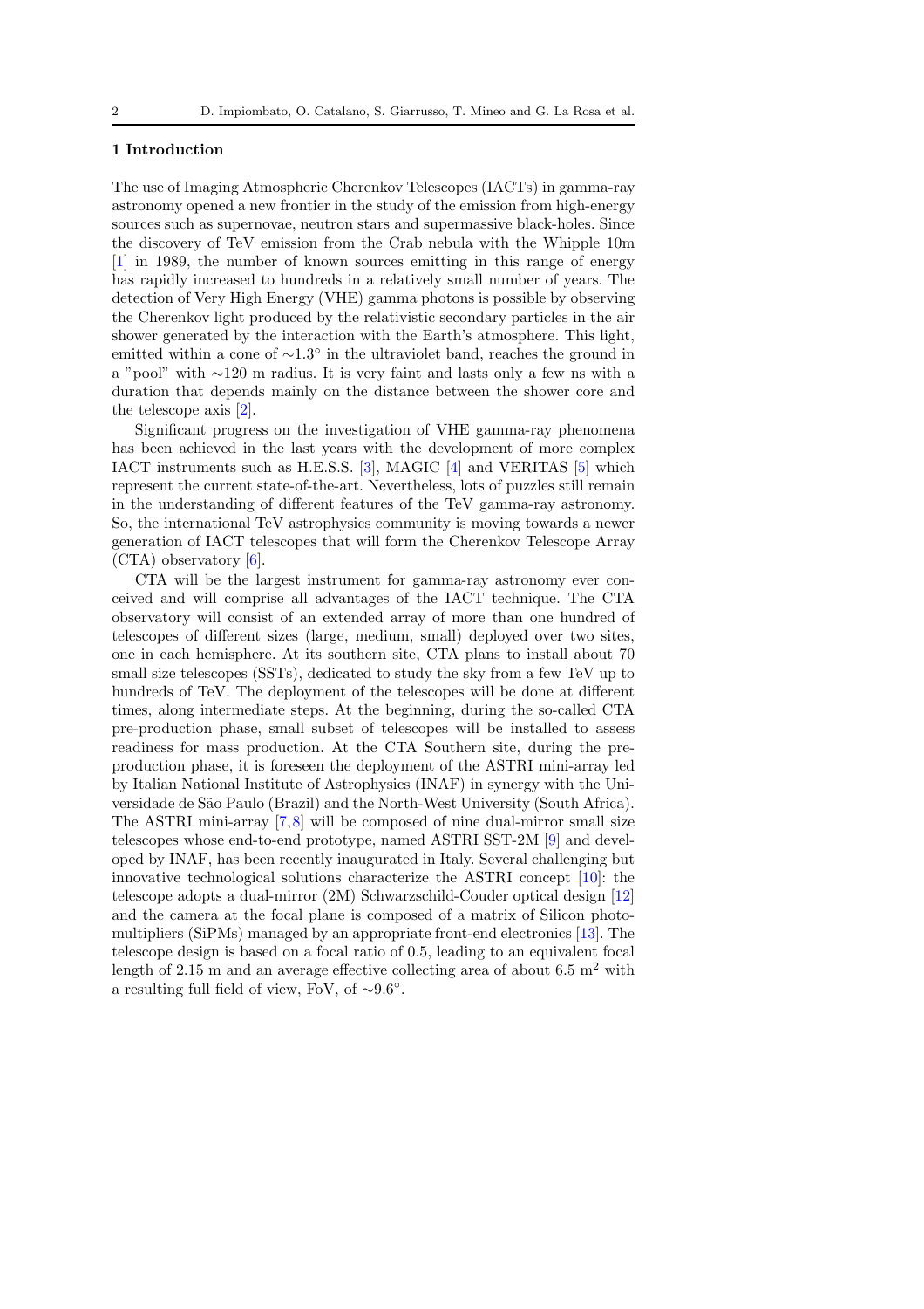## 1 Introduction

The use of Imaging Atmospheric Cherenkov Telescopes (IACTs) in gamma-ray astronomy opened a new frontier in the study of the emission from high-energy sources such as supernovae, neutron stars and supermassive black-holes. Since the discovery of TeV emission from the Crab nebula with the Whipple 10m [1] in 1989, the number of known sources emitting in this range of energy has rapidly increased to hundreds in a relatively small number of years. The detection of Very High Energy (VHE) gamma photons is possible by observing the Cherenkov light produced by the relativistic secondary particles in the air shower generated by the interaction with the Earth's atmosphere. This light, emitted within a cone of $\sim 1.3°$ in the ultraviolet band, reaches the ground in a "pool" with $\sim 120$ m radius. It is very faint and lasts only a few ns with a duration that depends mainly on the distance between the shower core and the telescope axis [2].

Significant progress on the investigation of VHE gamma-ray phenomena has been achieved in the last years with the development of more complex IACT instruments such as H.E.S.S. [3], MAGIC [4] and VERITAS [5] which represent the current state-of-the-art. Nevertheless, lots of puzzles still remain in the understanding of different features of the TeV gamma-ray astronomy. So, the international TeV astrophysics community is moving towards a newer generation of IACT telescopes that will form the Cherenkov Telescope Array (CTA) observatory [6].

CTA will be the largest instrument for gamma-ray astronomy ever conceived and will comprise all advantages of the IACT technique. The CTA observatory will consist of an extended array of more than one hundred of telescopes of different sizes (large, medium, small) deployed over two sites, one in each hemisphere. At its southern site, CTA plans to install about 70 small size telescopes (SSTs), dedicated to study the sky from a few TeV up to hundreds of TeV. The deployment of the telescopes will be done at different times, along intermediate steps. At the beginning, during the so-called CTA pre-production phase, small subset of telescopes will be installed to assess readiness for mass production. At the CTA Southern site, during the pre-production phase, it is foreseen the deployment of the ASTRI mini-array led by Italian National Institute of Astrophysics (INAF) in synergy with the Universidade de São Paulo (Brazil) and the North-West University (South Africa). The ASTRI mini-array [7,8] will be composed of nine dual-mirror small size telescopes whose end-to-end prototype, named ASTRI SST-2M [9] and developed by INAF, has been recently inaugurated in Italy. Several challenging but innovative technological solutions characterize the ASTRI concept [10]: the telescope adopts a dual-mirror (2M) Schwarzschild-Couder optical design [12] and the camera at the focal plane is composed of a matrix of Silicon photomultipliers (SiPMs) managed by an appropriate front-end electronics [13]. The telescope design is based on a focal ratio of 0.5, leading to an equivalent focal length of 2.15 m and an average effective collecting area of about 6.5 $m^2$ with a resulting full field of view, FoV, of $\sim 9.6°$.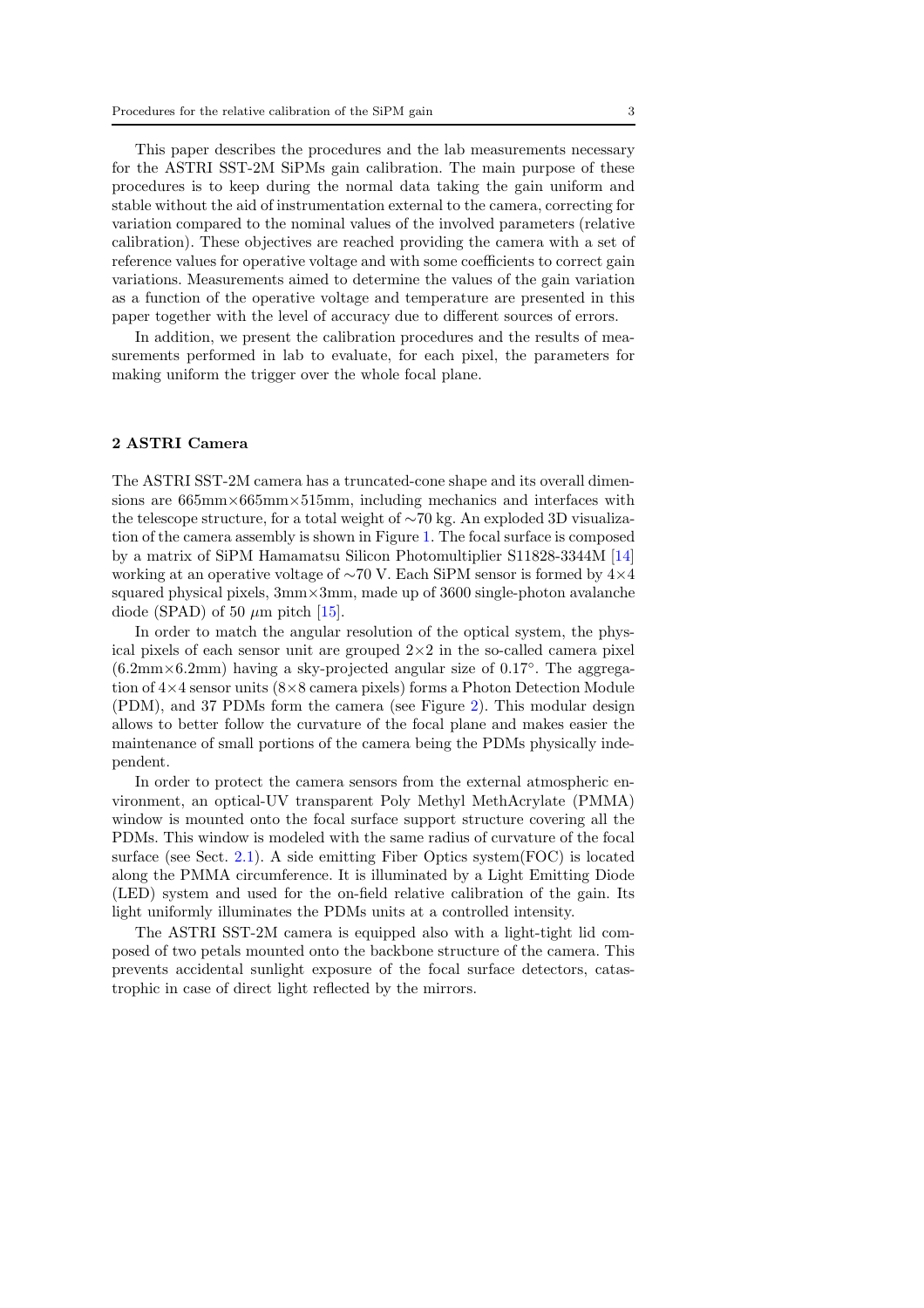This paper describes the procedures and the lab measurements necessary for the ASTRI SST-2M SiPMs gain calibration. The main purpose of these procedures is to keep during the normal data taking the gain uniform and stable without the aid of instrumentation external to the camera, correcting for variation compared to the nominal values of the involved parameters (relative calibration). These objectives are reached providing the camera with a set of reference values for operative voltage and with some coefficients to correct gain variations. Measurements aimed to determine the values of the gain variation as a function of the operative voltage and temperature are presented in this paper together with the level of accuracy due to different sources of errors.

In addition, we present the calibration procedures and the results of measurements performed in lab to evaluate, for each pixel, the parameters for making uniform the trigger over the whole focal plane.

## 2 ASTRI Camera

The ASTRI SST-2M camera has a truncated-cone shape and its overall dimensions are 665mm×665mm×515mm, including mechanics and interfaces with the telescope structure, for a total weight of ∼70 kg. An exploded 3D visualization of the camera assembly is shown in Figure 1. The focal surface is composed by a matrix of SiPM Hamamatsu Silicon Photomultiplier S11828-3344M [14] working at an operative voltage of ∼70 V. Each SiPM sensor is formed by 4×4 squared physical pixels, 3mm×3mm, made up of 3600 single-photon avalanche diode (SPAD) of 50 $\mu$m pitch [15].

In order to match the angular resolution of the optical system, the physical pixels of each sensor unit are grouped 2×2 in the so-called camera pixel (6.2mm×6.2mm) having a sky-projected angular size of 0.17°. The aggregation of 4×4 sensor units (8×8 camera pixels) forms a Photon Detection Module (PDM), and 37 PDMs form the camera (see Figure 2). This modular design allows to better follow the curvature of the focal plane and makes easier the maintenance of small portions of the camera being the PDMs physically independent.

In order to protect the camera sensors from the external atmospheric environment, an optical-UV transparent Poly Methyl MethAcrylate (PMMA) window is mounted onto the focal surface support structure covering all the PDMs. This window is modeled with the same radius of curvature of the focal surface (see Sect. 2.1). A side emitting Fiber Optics system(FOC) is located along the PMMA circumference. It is illuminated by a Light Emitting Diode (LED) system and used for the on-field relative calibration of the gain. Its light uniformly illuminates the PDMs units at a controlled intensity.

The ASTRI SST-2M camera is equipped also with a light-tight lid composed of two petals mounted onto the backbone structure of the camera. This prevents accidental sunlight exposure of the focal surface detectors, catastrophic in case of direct light reflected by the mirrors.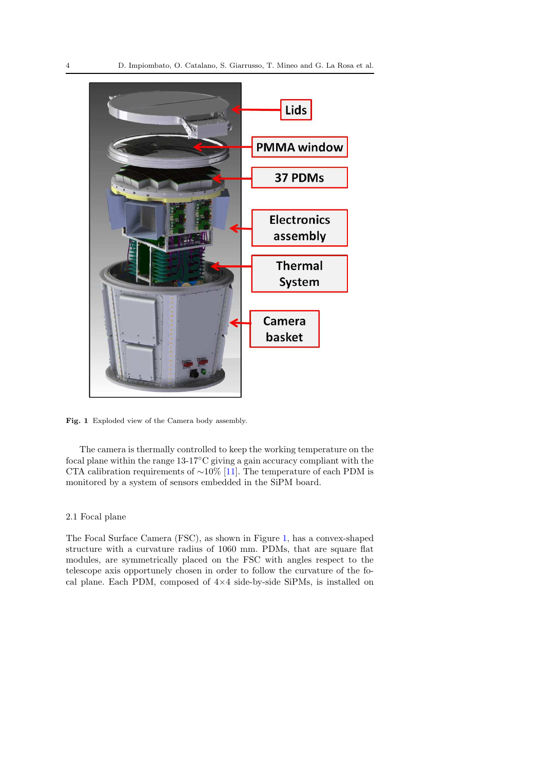Fig. 1 Exploded view of the Camera body assembly.

The camera is thermally controlled to keep the working temperature on the focal plane within the range 13-17°C giving a gain accuracy compliant with the CTA calibration requirements of ∼10% [11]. The temperature of each PDM is monitored by a system of sensors embedded in the SiPM board.

## 2.1 Focal plane

The Focal Surface Camera (FSC), as shown in Figure 1, has a convex-shaped structure with a curvature radius of 1060 mm. PDMs, that are square flat modules, are symmetrically placed on the FSC with angles respect to the telescope axis opportunely chosen in order to follow the curvature of the focal plane. Each PDM, composed of 4×4 side-by-side SiPMs, is installed on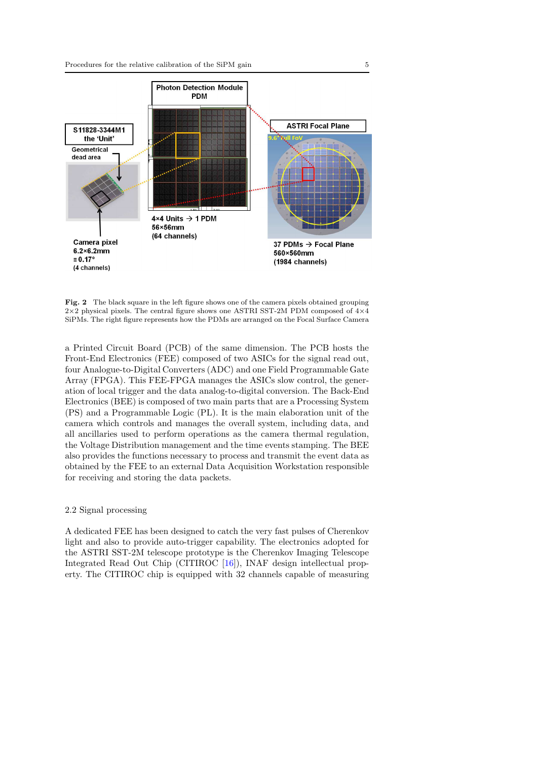**Fig. 2** The black square in the left figure shows one of the camera pixels obtained grouping 2×2 physical pixels. The central figure shows one ASTRI SST-2M PDM composed of 4×4 SiPMs. The right figure represents how the PDMs are arranged on the Focal Surface Camera

a Printed Circuit Board (PCB) of the same dimension. The PCB hosts the Front-End Electronics (FEE) composed of two ASICs for the signal read out, four Analogue-to-Digital Converters (ADC) and one Field Programmable Gate Array (FPGA). This FEE-FPGA manages the ASICs slow control, the generation of local trigger and the data analog-to-digital conversion. The Back-End Electronics (BEE) is composed of two main parts that are a Processing System (PS) and a Programmable Logic (PL). It is the main elaboration unit of the camera which controls and manages the overall system, including data, and all ancillaries used to perform operations as the camera thermal regulation, the Voltage Distribution management and the time events stamping. The BEE also provides the functions necessary to process and transmit the event data as obtained by the FEE to an external Data Acquisition Workstation responsible for receiving and storing the data packets.

## 2.2 Signal processing

A dedicated FEE has been designed to catch the very fast pulses of Cherenkov light and also to provide auto-trigger capability. The electronics adopted for the ASTRI SST-2M telescope prototype is the Cherenkov Imaging Telescope Integrated Read Out Chip (CITIROC [16]), INAF design intellectual property. The CITIROC chip is equipped with 32 channels capable of measuring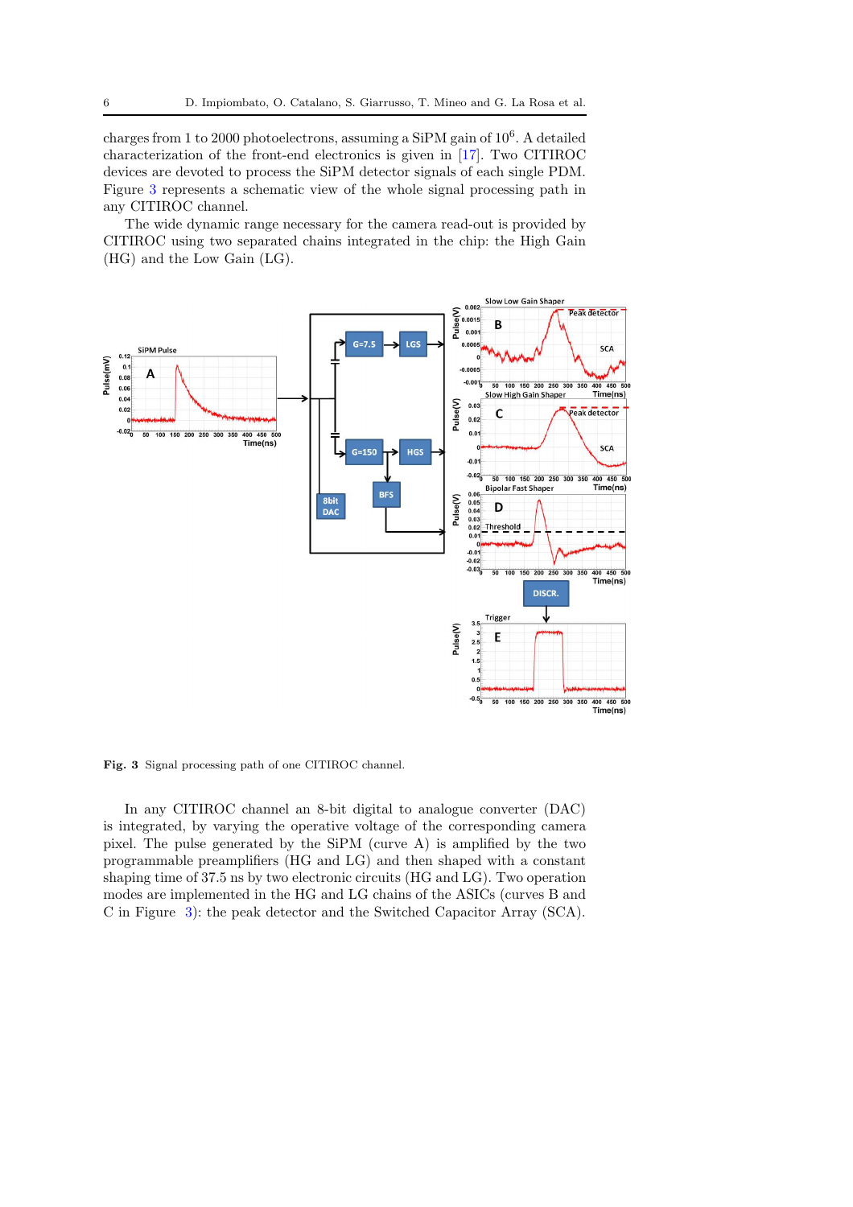charges from 1 to 2000 photoelectrons, assuming a SiPM gain of $10^6$. A detailed characterization of the front-end electronics is given in [17]. Two CITIROC devices are devoted to process the SiPM detector signals of each single PDM. Figure 3 represents a schematic view of the whole signal processing path in any CITIROC channel.

The wide dynamic range necessary for the camera read-out is provided by CITIROC using two separated chains integrated in the chip: the High Gain (HG) and the Low Gain (LG).

**Fig. 3** Signal processing path of one CITIROC channel.

In any CITIROC channel an 8-bit digital to analogue converter (DAC) is integrated, by varying the operative voltage of the corresponding camera pixel. The pulse generated by the SiPM (curve A) is amplified by the two programmable preamplifiers (HG and LG) and then shaped with a constant shaping time of 37.5 ns by two electronic circuits (HG and LG). Two operation modes are implemented in the HG and LG chains of the ASICs (curves B and C in Figure 3): the peak detector and the Switched Capacitor Array (SCA).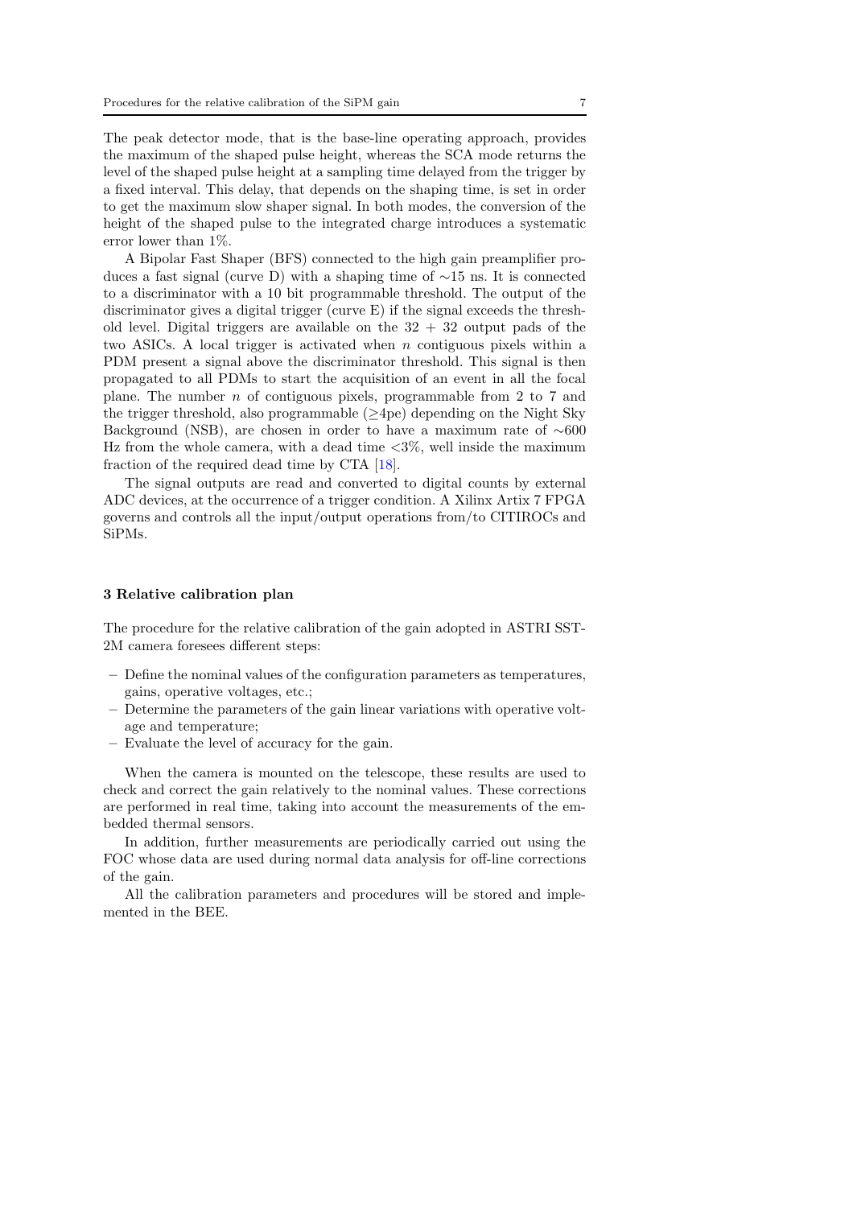The peak detector mode, that is the base-line operating approach, provides the maximum of the shaped pulse height, whereas the SCA mode returns the level of the shaped pulse height at a sampling time delayed from the trigger by a fixed interval. This delay, that depends on the shaping time, is set in order to get the maximum slow shaper signal. In both modes, the conversion of the height of the shaped pulse to the integrated charge introduces a systematic error lower than 1%.

A Bipolar Fast Shaper (BFS) connected to the high gain preamplifier produces a fast signal (curve D) with a shaping time of $\sim$15 ns. It is connected to a discriminator with a 10 bit programmable threshold. The output of the discriminator gives a digital trigger (curve E) if the signal exceeds the threshold level. Digital triggers are available on the 32 + 32 output pads of the two ASICs. A local trigger is activated when $n$ contiguous pixels within a PDM present a signal above the discriminator threshold. This signal is then propagated to all PDMs to start the acquisition of an event in all the focal plane. The number $n$ of contiguous pixels, programmable from 2 to 7 and the trigger threshold, also programmable ($\geq$4pe) depending on the Night Sky Background (NSB), are chosen in order to have a maximum rate of $\sim$600 Hz from the whole camera, with a dead time <3%, well inside the maximum fraction of the required dead time by CTA [18].

The signal outputs are read and converted to digital counts by external ADC devices, at the occurrence of a trigger condition. A Xilinx Artix 7 FPGA governs and controls all the input/output operations from/to CITIROCs and SiPMs.

## 3 Relative calibration plan

The procedure for the relative calibration of the gain adopted in ASTRI SST-2M camera foresees different steps:

- Define the nominal values of the configuration parameters as temperatures, gains, operative voltages, etc.;
- Determine the parameters of the gain linear variations with operative voltage and temperature;
- Evaluate the level of accuracy for the gain.

When the camera is mounted on the telescope, these results are used to check and correct the gain relatively to the nominal values. These corrections are performed in real time, taking into account the measurements of the embedded thermal sensors.

In addition, further measurements are periodically carried out using the FOC whose data are used during normal data analysis for off-line corrections of the gain.

All the calibration parameters and procedures will be stored and implemented in the BEE.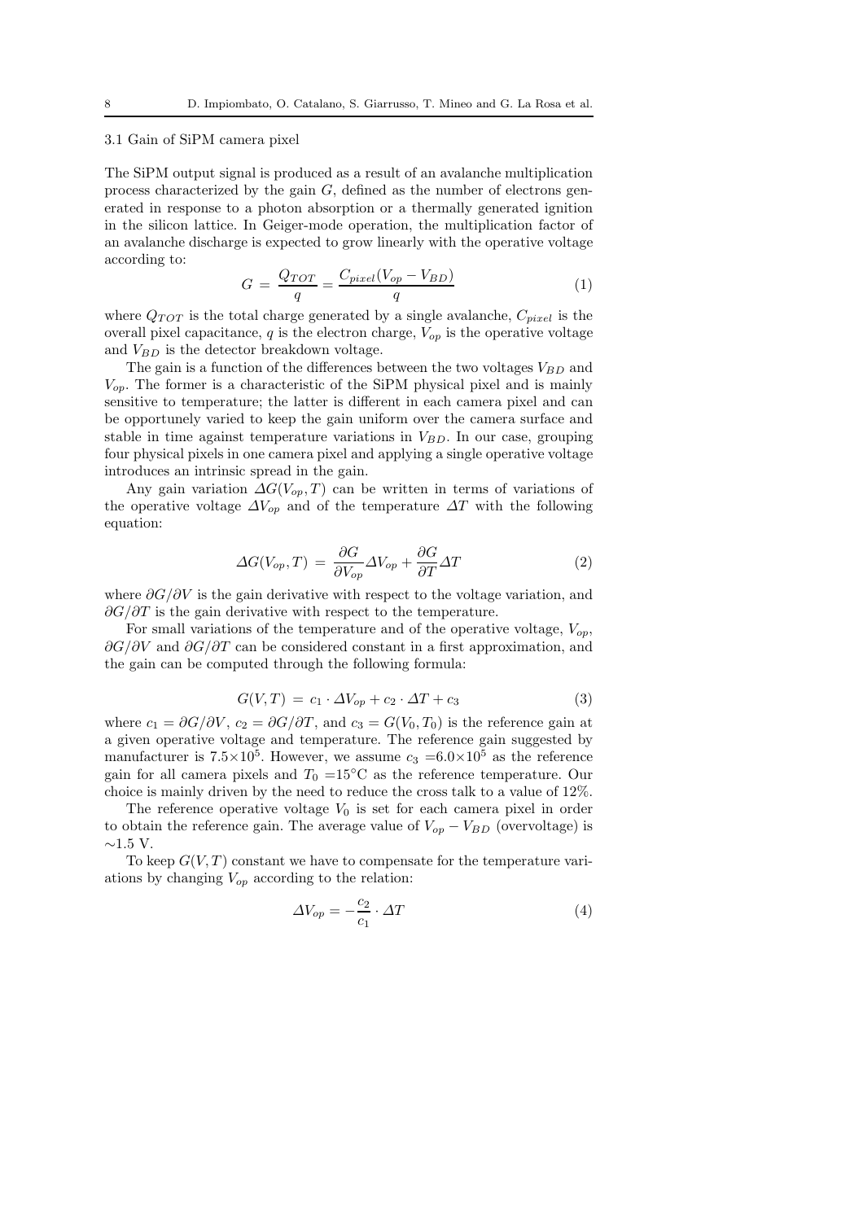### 3.1 Gain of SiPM camera pixel

The SiPM output signal is produced as a result of an avalanche multiplication process characterized by the gain $G$, defined as the number of electrons generated in response to a photon absorption or a thermally generated ignition in the silicon lattice. In Geiger-mode operation, the multiplication factor of an avalanche discharge is expected to grow linearly with the operative voltage according to:

$$G = \frac{Q_{TOT}}{q} = \frac{C_{pixel}(V_{op} - V_{BD})}{q} \tag{1}$$

where $Q_{TOT}$ is the total charge generated by a single avalanche, $C_{pixel}$ is the overall pixel capacitance, $q$ is the electron charge, $V_{op}$ is the operative voltage and $V_{BD}$ is the detector breakdown voltage.

The gain is a function of the differences between the two voltages $V_{BD}$ and $V_{op}$. The former is a characteristic of the SiPM physical pixel and is mainly sensitive to temperature; the latter is different in each camera pixel and can be opportunely varied to keep the gain uniform over the camera surface and stable in time against temperature variations in $V_{BD}$. In our case, grouping four physical pixels in one camera pixel and applying a single operative voltage introduces an intrinsic spread in the gain.

Any gain variation $\Delta G(V_{op}, T)$ can be written in terms of variations of the operative voltage $\Delta V_{op}$ and of the temperature $\Delta T$ with the following equation:

$$\Delta G(V_{op}, T) = \frac{\partial G}{\partial V_{op}} \Delta V_{op} + \frac{\partial G}{\partial T} \Delta T \tag{2}$$

where $\partial G / \partial V$ is the gain derivative with respect to the voltage variation, and $\partial G / \partial T$ is the gain derivative with respect to the temperature.

For small variations of the temperature and of the operative voltage, $V_{op}$, $\partial G / \partial V$ and $\partial G / \partial T$ can be considered constant in a first approximation, and the gain can be computed through the following formula:

$$G(V, T) = c_1 \cdot \Delta V_{op} + c_2 \cdot \Delta T + c_3 \tag{3}$$

where $c_1 = \partial G / \partial V$, $c_2 = \partial G / \partial T$, and $c_3 = G(V_0, T_0)$ is the reference gain at a given operative voltage and temperature. The reference gain suggested by manufacturer is $7.5 \times 10^5$. However, we assume $c_3 = 6.0 \times 10^5$ as the reference gain for all camera pixels and $T_0 = 15°$C as the reference temperature. Our choice is mainly driven by the need to reduce the cross talk to a value of 12%.

The reference operative voltage $V_0$ is set for each camera pixel in order to obtain the reference gain. The average value of $V_{op} - V_{BD}$ (overvoltage) is $\sim$1.5 V.

To keep $G(V, T)$ constant we have to compensate for the temperature variations by changing $V_{op}$ according to the relation:

$$\Delta V_{op} = -\frac{c_2}{c_1} \cdot \Delta T \tag{4}$$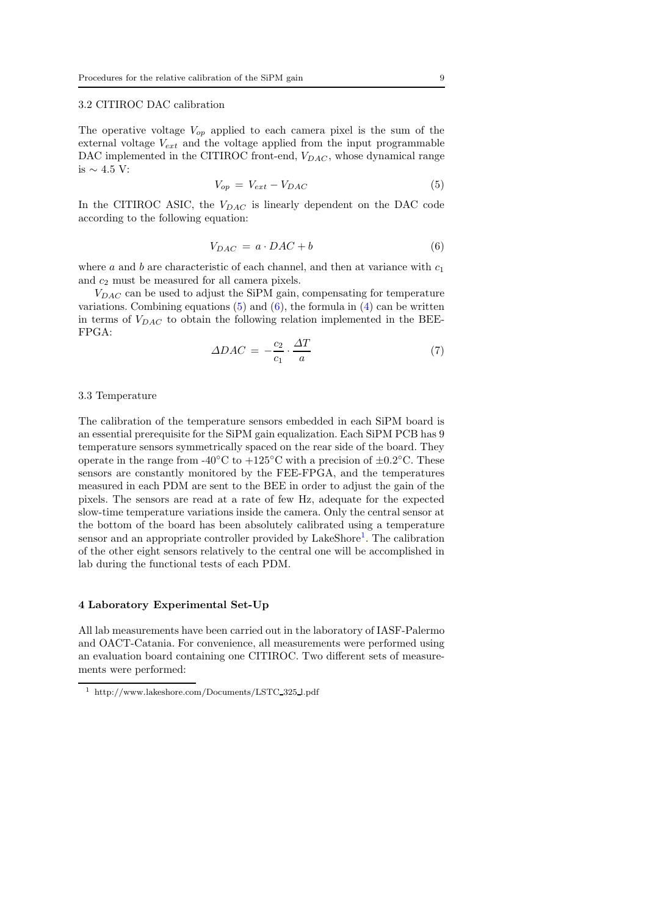### 3.2 CITIROC DAC calibration

The operative voltage $V_{op}$ applied to each camera pixel is the sum of the external voltage $V_{ext}$ and the voltage applied from the input programmable DAC implemented in the CITIROC front-end, $V_{DAC}$, whose dynamical range is $\sim 4.5$ V:

$$V_{op} = V_{ext} - V_{DAC} \tag{5}$$

In the CITIROC ASIC, the $V_{DAC}$ is linearly dependent on the DAC code according to the following equation:

$$V_{DAC} = a \cdot DAC + b \tag{6}$$

where $a$ and $b$ are characteristic of each channel, and then at variance with $c_1$ and $c_2$ must be measured for all camera pixels.

$V_{DAC}$ can be used to adjust the SiPM gain, compensating for temperature variations. Combining equations (5) and (6), the formula in (4) can be written in terms of $V_{DAC}$ to obtain the following relation implemented in the BEE-FPGA:

$$\Delta DAC = -\frac{c_2}{c_1} \cdot \frac{\Delta T}{a} \tag{7}$$

### 3.3 Temperature

The calibration of the temperature sensors embedded in each SiPM board is an essential prerequisite for the SiPM gain equalization. Each SiPM PCB has 9 temperature sensors symmetrically spaced on the rear side of the board. They operate in the range from -40°C to +125°C with a precision of ±0.2°C. These sensors are constantly monitored by the FEE-FPGA, and the temperatures measured in each PDM are sent to the BEE in order to adjust the gain of the pixels. The sensors are read at a rate of few Hz, adequate for the expected slow-time temperature variations inside the camera. Only the central sensor at the bottom of the board has been absolutely calibrated using a temperature sensor and an appropriate controller provided by LakeShore[1]. The calibration of the other eight sensors relatively to the central one will be accomplished in lab during the functional tests of each PDM.

## 4 Laboratory Experimental Set-Up

All lab measurements have been carried out in the laboratory of IASF-Palermo and OACT-Catania. For convenience, all measurements were performed using an evaluation board containing one CITIROC. Two different sets of measurements were performed:

[1] http://www.lakeshore.com/Documents/LSTC_325_l.pdf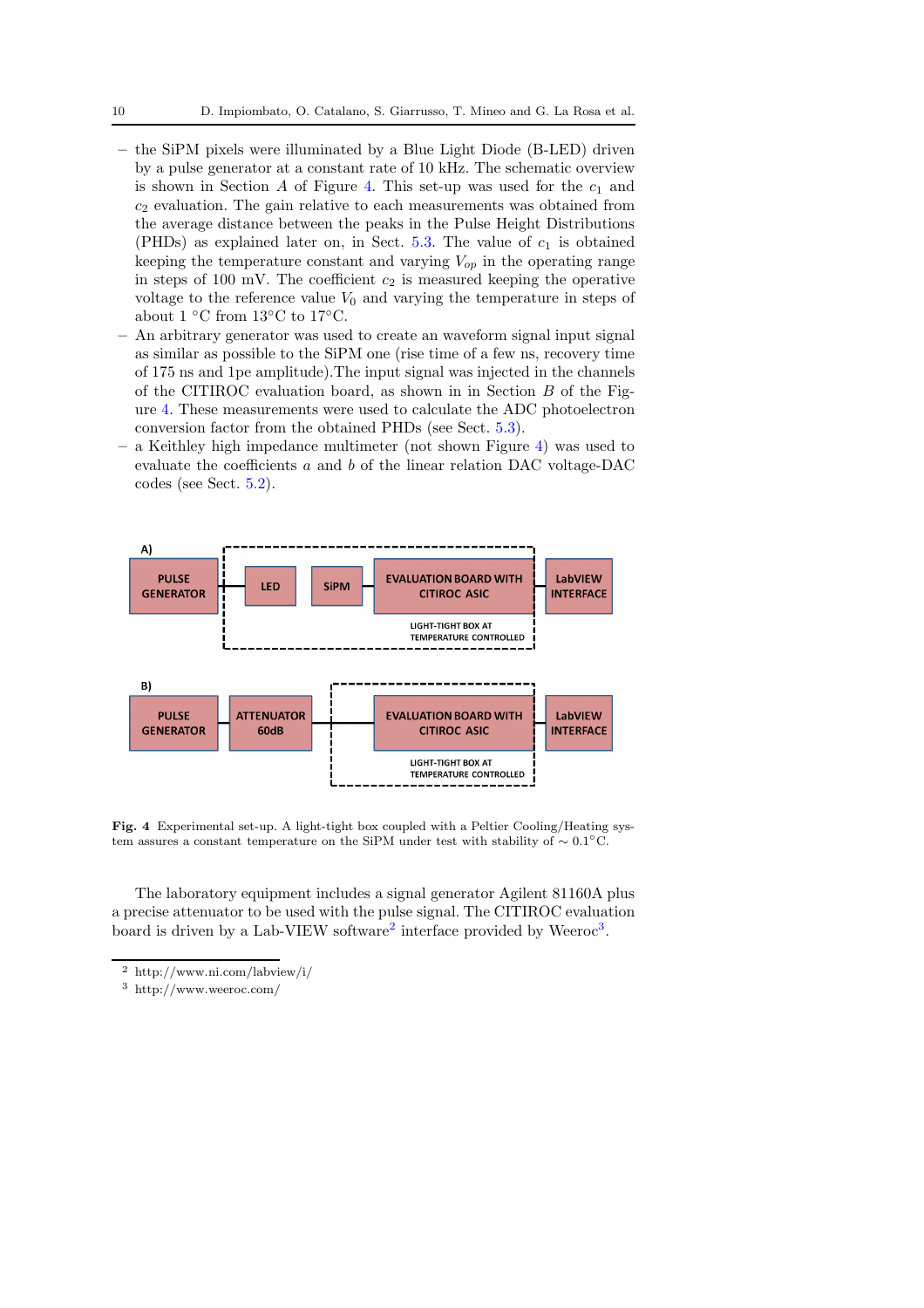– the SiPM pixels were illuminated by a Blue Light Diode (B-LED) driven by a pulse generator at a constant rate of 10 kHz. The schematic overview is shown in Section *A* of Figure 4. This set-up was used for the $c_1$ and $c_2$ evaluation. The gain relative to each measurements was obtained from the average distance between the peaks in the Pulse Height Distributions (PHDs) as explained later on, in Sect. 5.3. The value of $c_1$ is obtained keeping the temperature constant and varying $V_{op}$ in the operating range in steps of 100 mV. The coefficient $c_2$ is measured keeping the operative voltage to the reference value $V_0$ and varying the temperature in steps of about 1 °C from 13°C to 17°C.

– An arbitrary generator was used to create an waveform signal input signal as similar as possible to the SiPM one (rise time of a few ns, recovery time of 175 ns and 1pe amplitude).The input signal was injected in the channels of the CITIROC evaluation board, as shown in in Section *B* of the Figure 4. These measurements were used to calculate the ADC photoelectron conversion factor from the obtained PHDs (see Sect. 5.3).

– a Keithley high impedance multimeter (not shown Figure 4) was used to evaluate the coefficients $a$ and $b$ of the linear relation DAC voltage-DAC codes (see Sect. 5.2).

A) PULSE GENERATOR — LED — SiPM — EVALUATION BOARD WITH CITIROC ASIC — LabVIEW INTERFACE; LIGHT-TIGHT BOX AT TEMPERATURE CONTROLLED

B) PULSE GENERATOR — ATTENUATOR 60dB — EVALUATION BOARD WITH CITIROC ASIC — LabVIEW INTERFACE; LIGHT-TIGHT BOX AT TEMPERATURE CONTROLLED

**Fig. 4** Experimental set-up. A light-tight box coupled with a Peltier Cooling/Heating system assures a constant temperature on the SiPM under test with stability of $\sim 0.1$°C.

The laboratory equipment includes a signal generator Agilent 81160A plus a precise attenuator to be used with the pulse signal. The CITIROC evaluation board is driven by a Lab-VIEW software[2] interface provided by Weeroc[3].

[2] http://www.ni.com/labview/i/

[3] http://www.weeroc.com/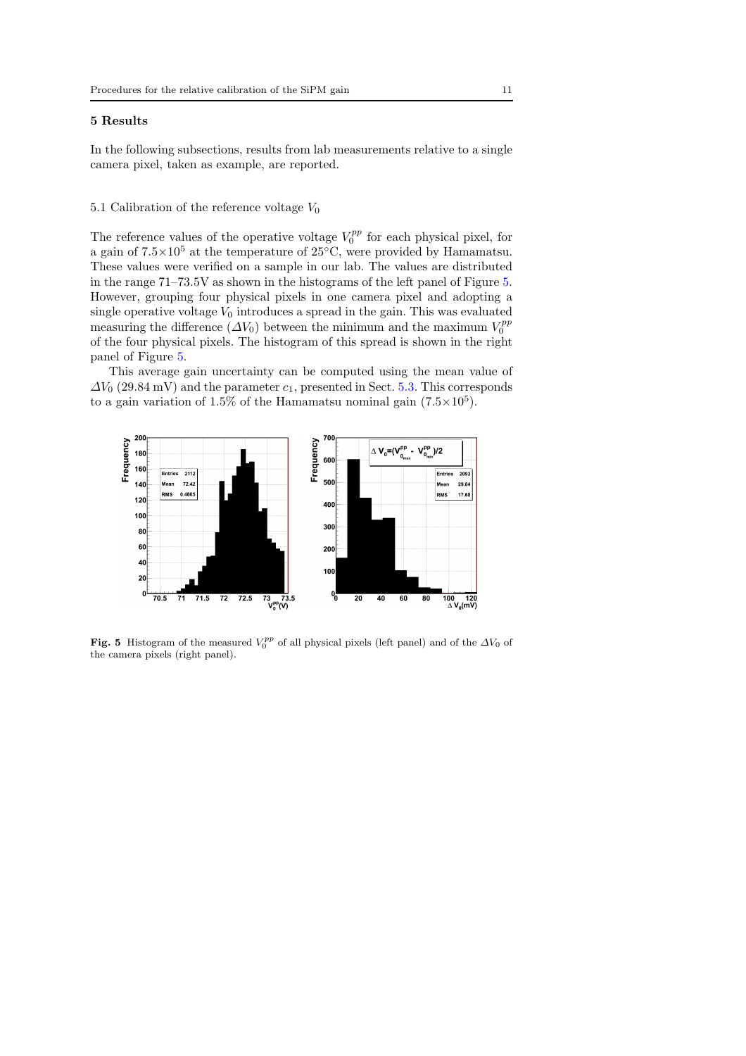## 5 Results

In the following subsections, results from lab measurements relative to a single camera pixel, taken as example, are reported.

### 5.1 Calibration of the reference voltage $V_0$

The reference values of the operative voltage $V_0^{pp}$ for each physical pixel, for a gain of $7.5{\times}10^5$ at the temperature of 25°C, were provided by Hamamatsu. These values were verified on a sample in our lab. The values are distributed in the range 71–73.5V as shown in the histograms of the left panel of Figure 5. However, grouping four physical pixels in one camera pixel and adopting a single operative voltage $V_0$ introduces a spread in the gain. This was evaluated measuring the difference ($\Delta V_0$) between the minimum and the maximum $V_0^{pp}$ of the four physical pixels. The histogram of this spread is shown in the right panel of Figure 5.

This average gain uncertainty can be computed using the mean value of $\Delta V_0$ (29.84 mV) and the parameter $c_1$, presented in Sect. 5.3. This corresponds to a gain variation of 1.5% of the Hamamatsu nominal gain ($7.5{\times}10^5$).

**Fig. 5** Histogram of the measured $V_0^{pp}$ of all physical pixels (left panel) and of the $\Delta V_0$ of the camera pixels (right panel).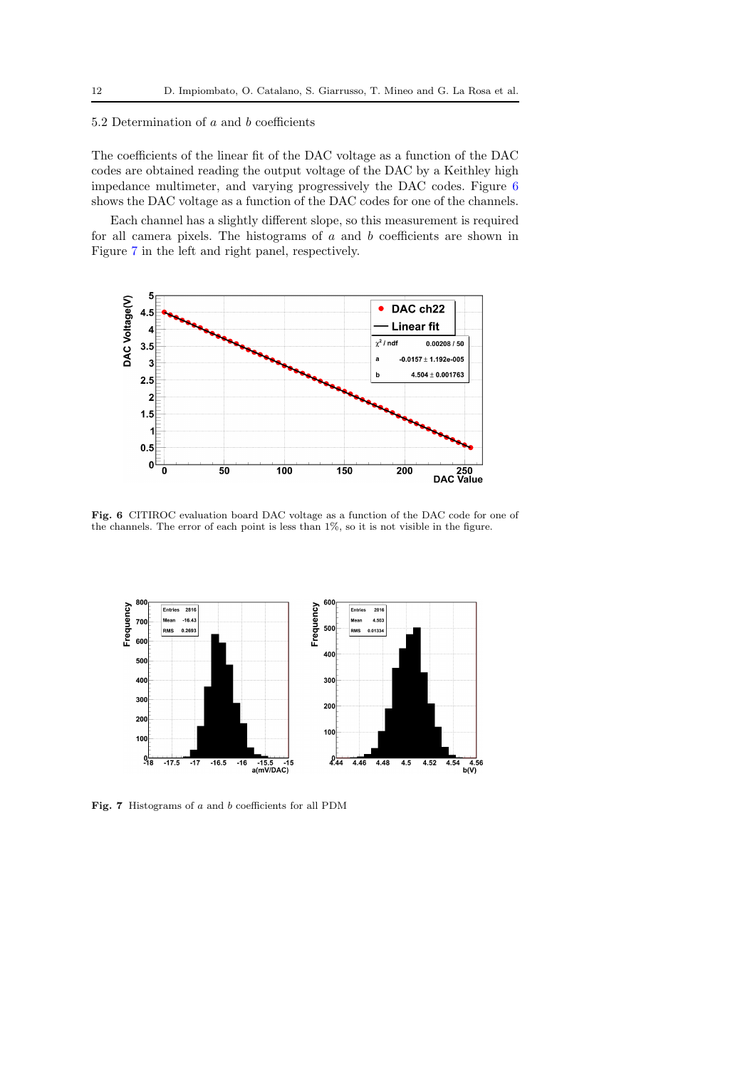### 5.2 Determination of $a$ and $b$ coefficients

The coefficients of the linear fit of the DAC voltage as a function of the DAC codes are obtained reading the output voltage of the DAC by a Keithley high impedance multimeter, and varying progressively the DAC codes. Figure 6 shows the DAC voltage as a function of the DAC codes for one of the channels.

Each channel has a slightly different slope, so this measurement is required for all camera pixels. The histograms of $a$ and $b$ coefficients are shown in Figure 7 in the left and right panel, respectively.

**Fig. 6** CITIROC evaluation board DAC voltage as a function of the DAC code for one of the channels. The error of each point is less than 1%, so it is not visible in the figure.

**Fig. 7** Histograms of $a$ and $b$ coefficients for all PDM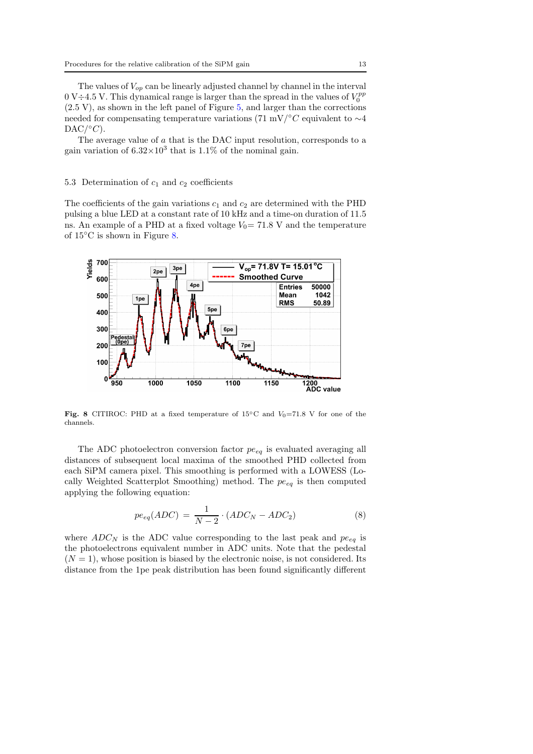The values of $V_{op}$ can be linearly adjusted channel by channel in the interval 0 V÷4.5 V. This dynamical range is larger than the spread in the values of $V_0^{pp}$ (2.5 V), as shown in the left panel of Figure 5, and larger than the corrections needed for compensating temperature variations (71 mV/°$C$ equivalent to ∼4 DAC/°$C$).

The average value of $a$ that is the DAC input resolution, corresponds to a gain variation of $6.32\times10^3$ that is 1.1% of the nominal gain.

### 5.3 Determination of $c_1$ and $c_2$ coefficients

The coefficients of the gain variations $c_1$ and $c_2$ are determined with the PHD pulsing a blue LED at a constant rate of 10 kHz and a time-on duration of 11.5 ns. An example of a PHD at a fixed voltage $V_0$= 71.8 V and the temperature of 15°C is shown in Figure 8.

**Fig. 8** CITIROC: PHD at a fixed temperature of 15°C and $V_0$=71.8 V for one of the channels.

The ADC photoelectron conversion factor $pe_{eq}$ is evaluated averaging all distances of subsequent local maxima of the smoothed PHD collected from each SiPM camera pixel. This smoothing is performed with a LOWESS (Locally Weighted Scatterplot Smoothing) method. The $pe_{eq}$ is then computed applying the following equation:

$$pe_{eq}(ADC) = \frac{1}{N-2} \cdot (ADC_N - ADC_2) \tag{8}$$

where $ADC_N$ is the ADC value corresponding to the last peak and $pe_{eq}$ is the photoelectrons equivalent number in ADC units. Note that the pedestal ($N = 1$), whose position is biased by the electronic noise, is not considered. Its distance from the 1pe peak distribution has been found significantly different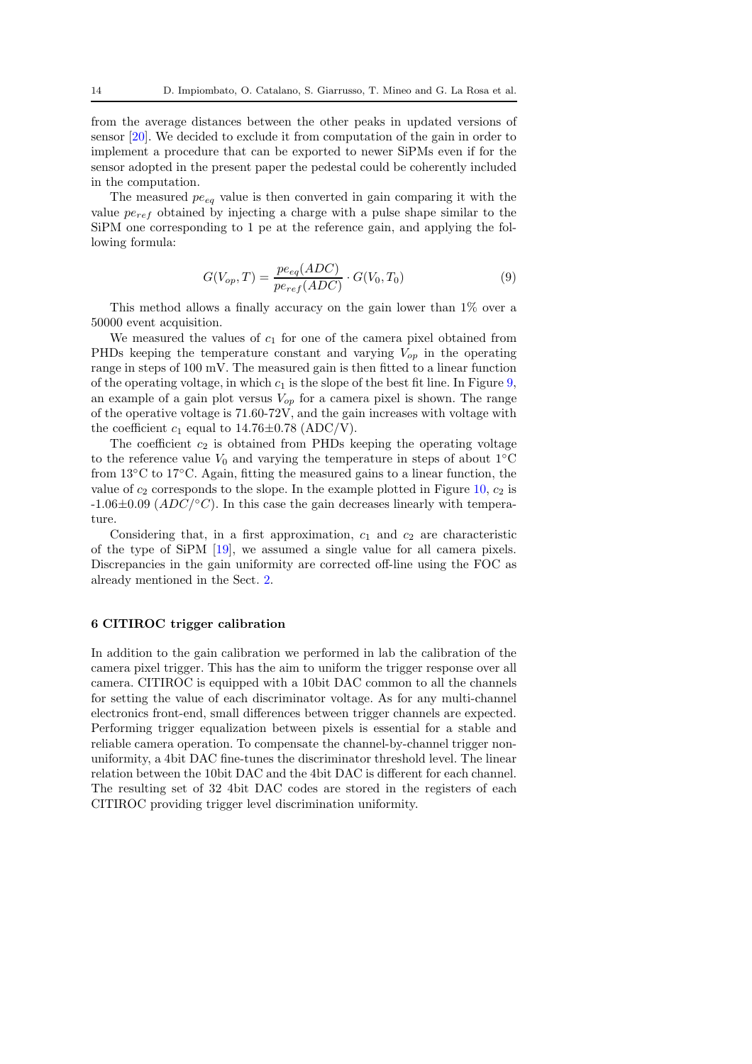from the average distances between the other peaks in updated versions of sensor [20]. We decided to exclude it from computation of the gain in order to implement a procedure that can be exported to newer SiPMs even if for the sensor adopted in the present paper the pedestal could be coherently included in the computation.

The measured $pe_{eq}$ value is then converted in gain comparing it with the value $pe_{ref}$ obtained by injecting a charge with a pulse shape similar to the SiPM one corresponding to 1 pe at the reference gain, and applying the following formula:

$$G(V_{op}, T) = \frac{pe_{eq}(ADC)}{pe_{ref}(ADC)} \cdot G(V_0, T_0) \tag{9}$$

This method allows a finally accuracy on the gain lower than 1% over a 50000 event acquisition.

We measured the values of $c_1$ for one of the camera pixel obtained from PHDs keeping the temperature constant and varying $V_{op}$ in the operating range in steps of 100 mV. The measured gain is then fitted to a linear function of the operating voltage, in which $c_1$ is the slope of the best fit line. In Figure 9, an example of a gain plot versus $V_{op}$ for a camera pixel is shown. The range of the operative voltage is 71.60-72V, and the gain increases with voltage with the coefficient $c_1$ equal to 14.76±0.78 (ADC/V).

The coefficient $c_2$ is obtained from PHDs keeping the operating voltage to the reference value $V_0$ and varying the temperature in steps of about 1°C from 13°C to 17°C. Again, fitting the measured gains to a linear function, the value of $c_2$ corresponds to the slope. In the example plotted in Figure 10, $c_2$ is -1.06±0.09 ($ADC/°C$). In this case the gain decreases linearly with temperature.

Considering that, in a first approximation, $c_1$ and $c_2$ are characteristic of the type of SiPM [19], we assumed a single value for all camera pixels. Discrepancies in the gain uniformity are corrected off-line using the FOC as already mentioned in the Sect. 2.

## 6 CITIROC trigger calibration

In addition to the gain calibration we performed in lab the calibration of the camera pixel trigger. This has the aim to uniform the trigger response over all camera. CITIROC is equipped with a 10bit DAC common to all the channels for setting the value of each discriminator voltage. As for any multi-channel electronics front-end, small differences between trigger channels are expected. Performing trigger equalization between pixels is essential for a stable and reliable camera operation. To compensate the channel-by-channel trigger non-uniformity, a 4bit DAC fine-tunes the discriminator threshold level. The linear relation between the 10bit DAC and the 4bit DAC is different for each channel. The resulting set of 32 4bit DAC codes are stored in the registers of each CITIROC providing trigger level discrimination uniformity.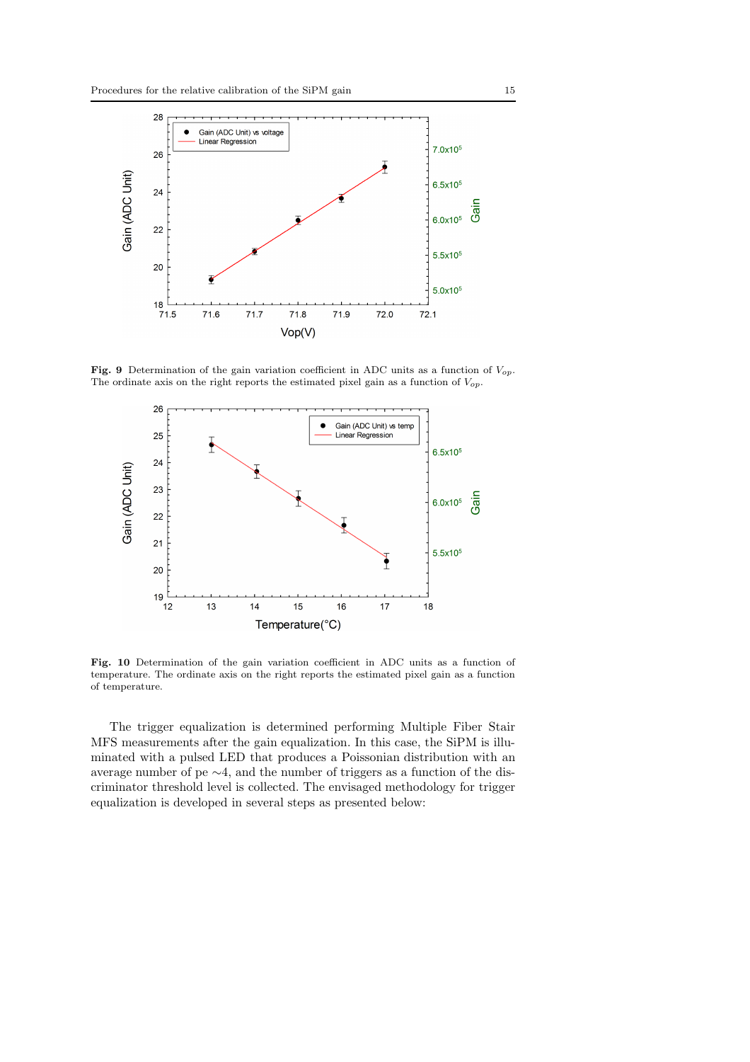**Fig. 9** Determination of the gain variation coefficient in ADC units as a function of $V_{op}$. The ordinate axis on the right reports the estimated pixel gain as a function of $V_{op}$.

**Fig. 10** Determination of the gain variation coefficient in ADC units as a function of temperature. The ordinate axis on the right reports the estimated pixel gain as a function of temperature.

The trigger equalization is determined performing Multiple Fiber Stair MFS measurements after the gain equalization. In this case, the SiPM is illuminated with a pulsed LED that produces a Poissonian distribution with an average number of pe $\sim$4, and the number of triggers as a function of the discriminator threshold level is collected. The envisaged methodology for trigger equalization is developed in several steps as presented below: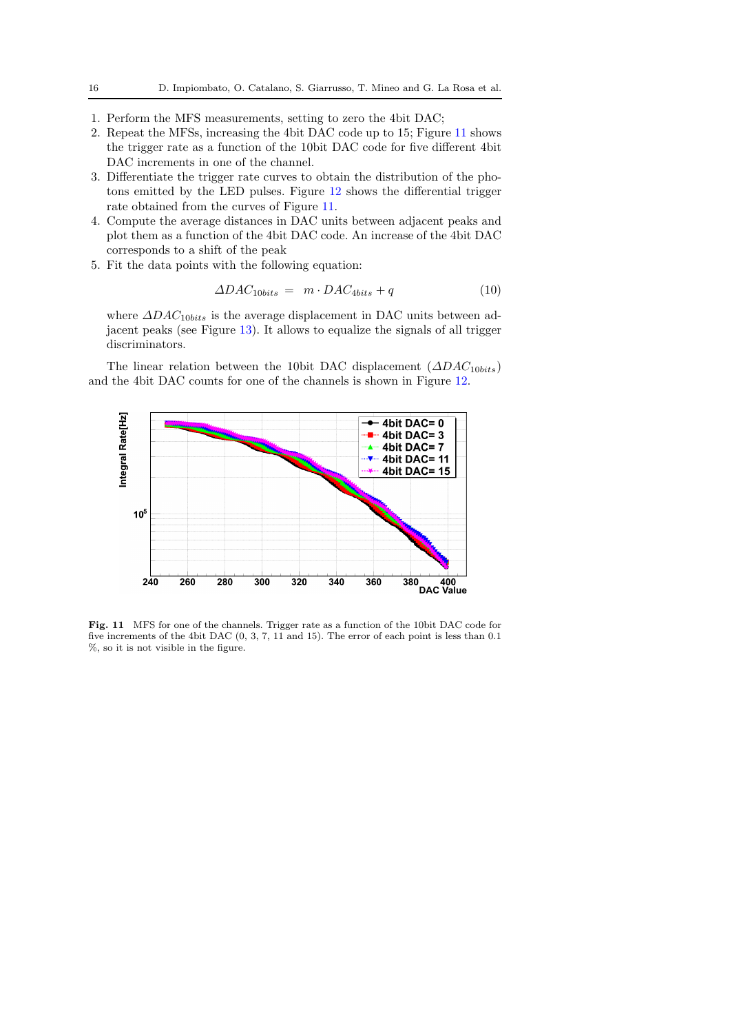1. Perform the MFS measurements, setting to zero the 4bit DAC;
2. Repeat the MFSs, increasing the 4bit DAC code up to 15; Figure 11 shows the trigger rate as a function of the 10bit DAC code for five different 4bit DAC increments in one of the channel.
3. Differentiate the trigger rate curves to obtain the distribution of the photons emitted by the LED pulses. Figure 12 shows the differential trigger rate obtained from the curves of Figure 11.
4. Compute the average distances in DAC units between adjacent peaks and plot them as a function of the 4bit DAC code. An increase of the 4bit DAC corresponds to a shift of the peak
5. Fit the data points with the following equation:

$$\Delta DAC_{10bits} \;=\; m \cdot DAC_{4bits} + q \tag{10}$$

where $\Delta DAC_{10bits}$ is the average displacement in DAC units between adjacent peaks (see Figure 13). It allows to equalize the signals of all trigger discriminators.

The linear relation between the 10bit DAC displacement ($\Delta DAC_{10bits}$) and the 4bit DAC counts for one of the channels is shown in Figure 12.

**Fig. 11** MFS for one of the channels. Trigger rate as a function of the 10bit DAC code for five increments of the 4bit DAC (0, 3, 7, 11 and 15). The error of each point is less than 0.1 %, so it is not visible in the figure.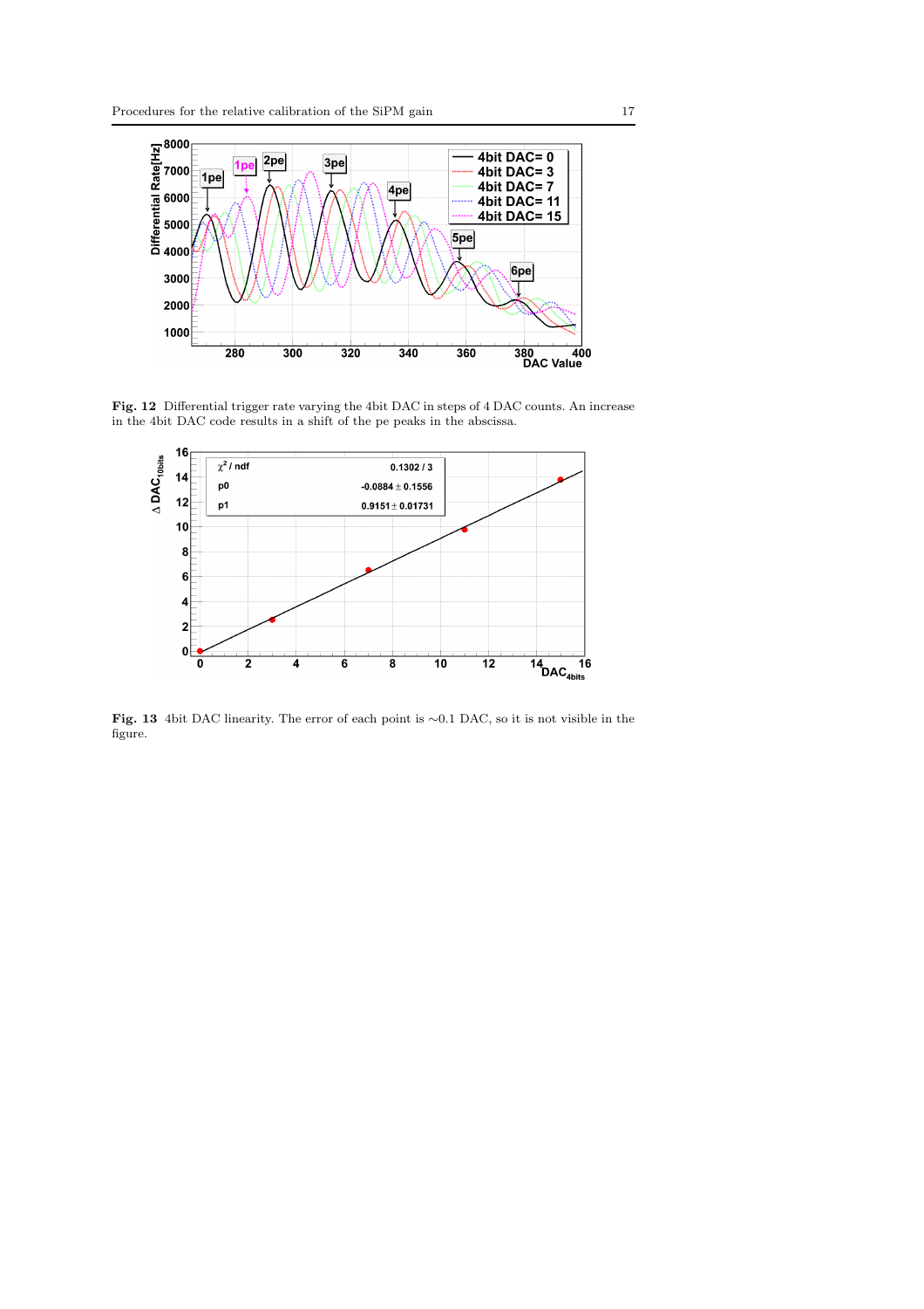**Fig. 12** Differential trigger rate varying the 4bit DAC in steps of 4 DAC counts. An increase in the 4bit DAC code results in a shift of the pe peaks in the abscissa.

**Fig. 13** 4bit DAC linearity. The error of each point is ∼0.1 DAC, so it is not visible in the figure.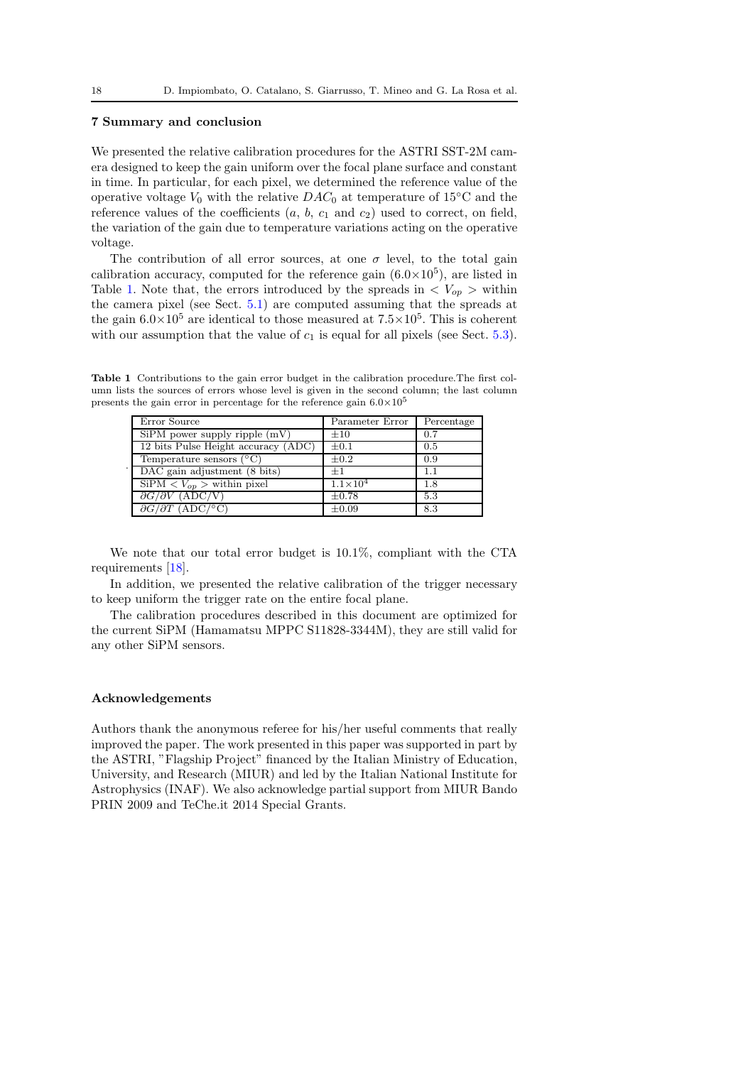## 7 Summary and conclusion

We presented the relative calibration procedures for the ASTRI SST-2M camera designed to keep the gain uniform over the focal plane surface and constant in time. In particular, for each pixel, we determined the reference value of the operative voltage $V_0$ with the relative $DAC_0$ at temperature of 15°C and the reference values of the coefficients ($a$, $b$, $c_1$ and $c_2$) used to correct, on field, the variation of the gain due to temperature variations acting on the operative voltage.

The contribution of all error sources, at one $\sigma$ level, to the total gain calibration accuracy, computed for the reference gain ($6.0\times10^5$), are listed in Table 1. Note that, the errors introduced by the spreads in $< V_{op} >$ within the camera pixel (see Sect. 5.1) are computed assuming that the spreads at the gain $6.0\times10^5$ are identical to those measured at $7.5\times10^5$. This is coherent with our assumption that the value of $c_1$ is equal for all pixels (see Sect. 5.3).

**Table 1** Contributions to the gain error budget in the calibration procedure.The first column lists the sources of errors whose level is given in the second column; the last column presents the gain error in percentage for the reference gain $6.0\times10^5$

| Error Source | Parameter Error | Percentage |
|---|---|---|
| SiPM power supply ripple (mV) | ±10 | 0.7 |
| 12 bits Pulse Height accuracy (ADC) | ±0.1 | 0.5 |
| Temperature sensors (°C) | ±0.2 | 0.9 |
| DAC gain adjustment (8 bits) | ±1 | 1.1 |
| SiPM $< V_{op} >$ within pixel | $1.1\times10^4$ | 1.8 |
| $\partial G/\partial V$ (ADC/V) | ±0.78 | 5.3 |
| $\partial G/\partial T$ (ADC/°C) | ±0.09 | 8.3 |

We note that our total error budget is 10.1%, compliant with the CTA requirements [18].

In addition, we presented the relative calibration of the trigger necessary to keep uniform the trigger rate on the entire focal plane.

The calibration procedures described in this document are optimized for the current SiPM (Hamamatsu MPPC S11828-3344M), they are still valid for any other SiPM sensors.

## Acknowledgements

Authors thank the anonymous referee for his/her useful comments that really improved the paper. The work presented in this paper was supported in part by the ASTRI, "Flagship Project" financed by the Italian Ministry of Education, University, and Research (MIUR) and led by the Italian National Institute for Astrophysics (INAF). We also acknowledge partial support from MIUR Bando PRIN 2009 and TeChe.it 2014 Special Grants.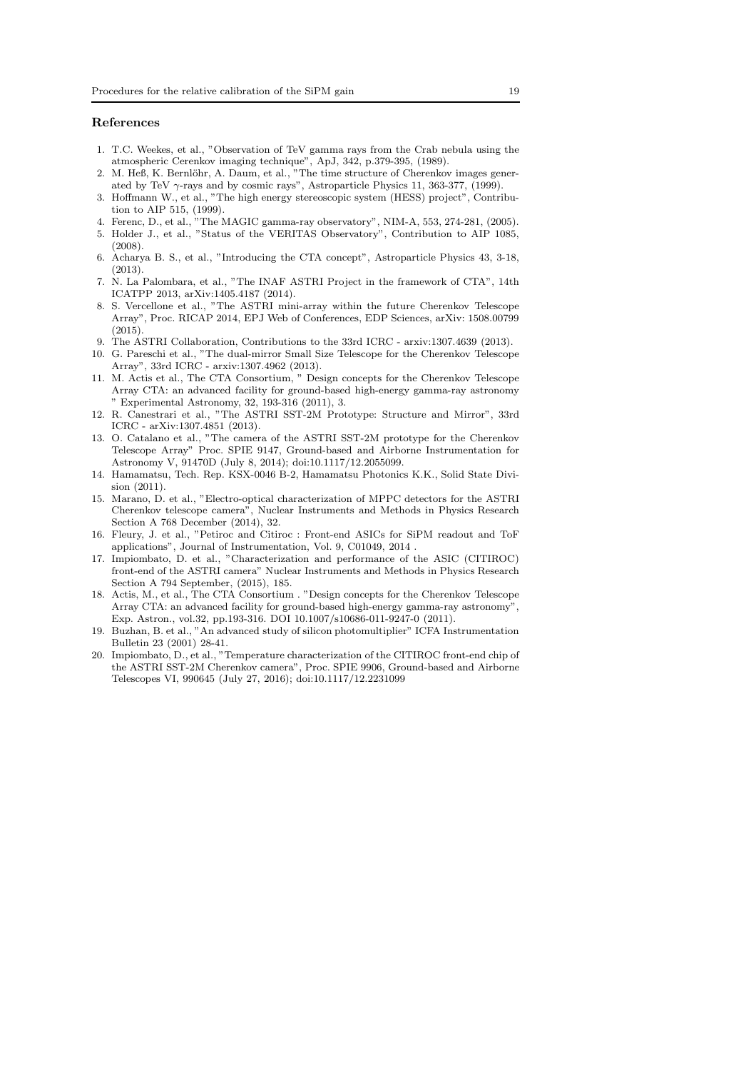## References

1. T.C. Weekes, et al., "Observation of TeV gamma rays from the Crab nebula using the atmospheric Cerenkov imaging technique", ApJ, 342, p.379-395, (1989).
2. M. Heß, K. Bernlöhr, A. Daum, et al., "The time structure of Cherenkov images generated by TeV $\gamma$-rays and by cosmic rays", Astroparticle Physics 11, 363-377, (1999).
3. Hoffmann W., et al., "The high energy stereoscopic system (HESS) project", Contribution to AIP 515, (1999).
4. Ferenc, D., et al., "The MAGIC gamma-ray observatory", NIM-A, 553, 274-281, (2005).
5. Holder J., et al., "Status of the VERITAS Observatory", Contribution to AIP 1085, (2008).
6. Acharya B. S., et al., "Introducing the CTA concept", Astroparticle Physics 43, 3-18, (2013).
7. N. La Palombara, et al., "The INAF ASTRI Project in the framework of CTA", 14th ICATPP 2013, arXiv:1405.4187 (2014).
8. S. Vercellone et al., "The ASTRI mini-array within the future Cherenkov Telescope Array", Proc. RICAP 2014, EPJ Web of Conferences, EDP Sciences, arXiv: 1508.00799 (2015).
9. The ASTRI Collaboration, Contributions to the 33rd ICRC - arxiv:1307.4639 (2013).
10. G. Pareschi et al., "The dual-mirror Small Size Telescope for the Cherenkov Telescope Array", 33rd ICRC - arxiv:1307.4962 (2013).
11. M. Actis et al., The CTA Consortium, " Design concepts for the Cherenkov Telescope Array CTA: an advanced facility for ground-based high-energy gamma-ray astronomy " Experimental Astronomy, 32, 193-316 (2011), 3.
12. R. Canestrari et al., "The ASTRI SST-2M Prototype: Structure and Mirror", 33rd ICRC - arXiv:1307.4851 (2013).
13. O. Catalano et al., "The camera of the ASTRI SST-2M prototype for the Cherenkov Telescope Array" Proc. SPIE 9147, Ground-based and Airborne Instrumentation for Astronomy V, 91470D (July 8, 2014); doi:10.1117/12.2055099.
14. Hamamatsu, Tech. Rep. KSX-0046 B-2, Hamamatsu Photonics K.K., Solid State Division (2011).
15. Marano, D. et al., "Electro-optical characterization of MPPC detectors for the ASTRI Cherenkov telescope camera", Nuclear Instruments and Methods in Physics Research Section A 768 December (2014), 32.
16. Fleury, J. et al., "Petiroc and Citiroc : Front-end ASICs for SiPM readout and ToF applications", Journal of Instrumentation, Vol. 9, C01049, 2014 .
17. Impiombato, D. et al., "Characterization and performance of the ASIC (CITIROC) front-end of the ASTRI camera" Nuclear Instruments and Methods in Physics Research Section A 794 September, (2015), 185.
18. Actis, M., et al., The CTA Consortium . "Design concepts for the Cherenkov Telescope Array CTA: an advanced facility for ground-based high-energy gamma-ray astronomy", Exp. Astron., vol.32, pp.193-316. DOI 10.1007/s10686-011-9247-0 (2011).
19. Buzhan, B. et al., "An advanced study of silicon photomultiplier" ICFA Instrumentation Bulletin 23 (2001) 28-41.
20. Impiombato, D., et al., "Temperature characterization of the CITIROC front-end chip of the ASTRI SST-2M Cherenkov camera", Proc. SPIE 9906, Ground-based and Airborne Telescopes VI, 990645 (July 27, 2016); doi:10.1117/12.2231099